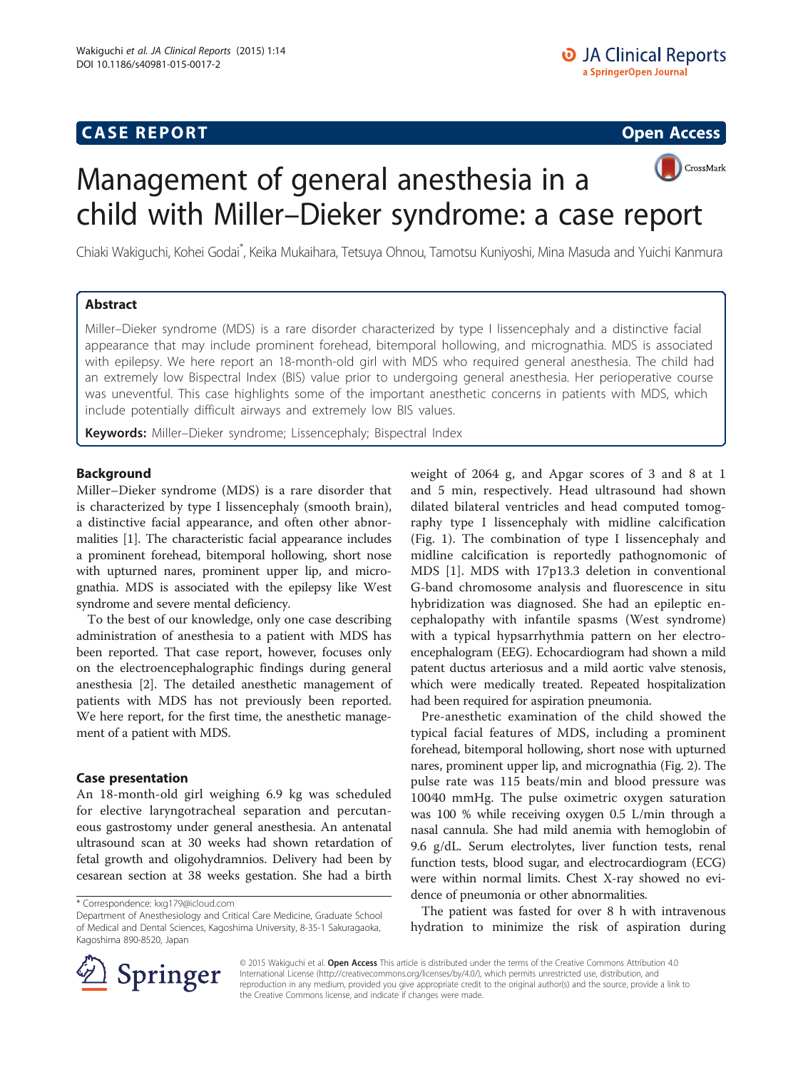CASE REPORT

Open Access

# Management of general anesthesia in a child with Miller–Dieker syndrome: a case report

Chiaki Wakiguchi, Kohei Godai*, Keika Mukaihara, Tetsuya Ohnou, Tamotsu Kuniyoshi, Mina Masuda and Yuichi Kanmura

## Abstract

Miller–Dieker syndrome (MDS) is a rare disorder characterized by type I lissencephaly and a distinctive facial appearance that may include prominent forehead, bitemporal hollowing, and micrognathia. MDS is associated with epilepsy. We here report an 18-month-old girl with MDS who required general anesthesia. The child had an extremely low Bispectral Index (BIS) value prior to undergoing general anesthesia. Her perioperative course was uneventful. This case highlights some of the important anesthetic concerns in patients with MDS, which include potentially difficult airways and extremely low BIS values.

**Keywords:** Miller–Dieker syndrome; Lissencephaly; Bispectral Index

## Background

Miller–Dieker syndrome (MDS) is a rare disorder that is characterized by type I lissencephaly (smooth brain), a distinctive facial appearance, and often other abnormalities [1]. The characteristic facial appearance includes a prominent forehead, bitemporal hollowing, short nose with upturned nares, prominent upper lip, and micrognathia. MDS is associated with the epilepsy like West syndrome and severe mental deficiency.

To the best of our knowledge, only one case describing administration of anesthesia to a patient with MDS has been reported. That case report, however, focuses only on the electroencephalographic findings during general anesthesia [2]. The detailed anesthetic management of patients with MDS has not previously been reported. We here report, for the first time, the anesthetic management of a patient with MDS.

## Case presentation

An 18-month-old girl weighing 6.9 kg was scheduled for elective laryngotracheal separation and percutaneous gastrostomy under general anesthesia. An antenatal ultrasound scan at 30 weeks had shown retardation of fetal growth and oligohydramnios. Delivery had been by cesarean section at 38 weeks gestation. She had a birth weight of 2064 g, and Apgar scores of 3 and 8 at 1 and 5 min, respectively. Head ultrasound had shown dilated bilateral ventricles and head computed tomography type I lissencephaly with midline calcification (Fig. 1). The combination of type I lissencephaly and midline calcification is reportedly pathognomonic of MDS [1]. MDS with 17p13.3 deletion in conventional G-band chromosome analysis and fluorescence in situ hybridization was diagnosed. She had an epileptic encephalopathy with infantile spasms (West syndrome) with a typical hypsarrhythmia pattern on her electroencephalogram (EEG). Echocardiogram had shown a mild patent ductus arteriosus and a mild aortic valve stenosis, which were medically treated. Repeated hospitalization had been required for aspiration pneumonia.

Pre-anesthetic examination of the child showed the typical facial features of MDS, including a prominent forehead, bitemporal hollowing, short nose with upturned nares, prominent upper lip, and micrognathia (Fig. 2). The pulse rate was 115 beats/min and blood pressure was 100/40 mmHg. The pulse oximetric oxygen saturation was 100 % while receiving oxygen 0.5 L/min through a nasal cannula. She had mild anemia with hemoglobin of 9.6 g/dL. Serum electrolytes, liver function tests, renal function tests, blood sugar, and electrocardiogram (ECG) were within normal limits. Chest X-ray showed no evidence of pneumonia or other abnormalities.

The patient was fasted for over 8 h with intravenous hydration to minimize the risk of aspiration during

* Correspondence: kxg179@icloud.com
Department of Anesthesiology and Critical Care Medicine, Graduate School of Medical and Dental Sciences, Kagoshima University, 8-35-1 Sakuragaoka, Kagoshima 890-8520, Japan

© 2015 Wakiguchi et al. **Open Access** This article is distributed under the terms of the Creative Commons Attribution 4.0 International License (http://creativecommons.org/licenses/by/4.0/), which permits unrestricted use, distribution, and reproduction in any medium, provided you give appropriate credit to the original author(s) and the source, provide a link to the Creative Commons license, and indicate if changes were made.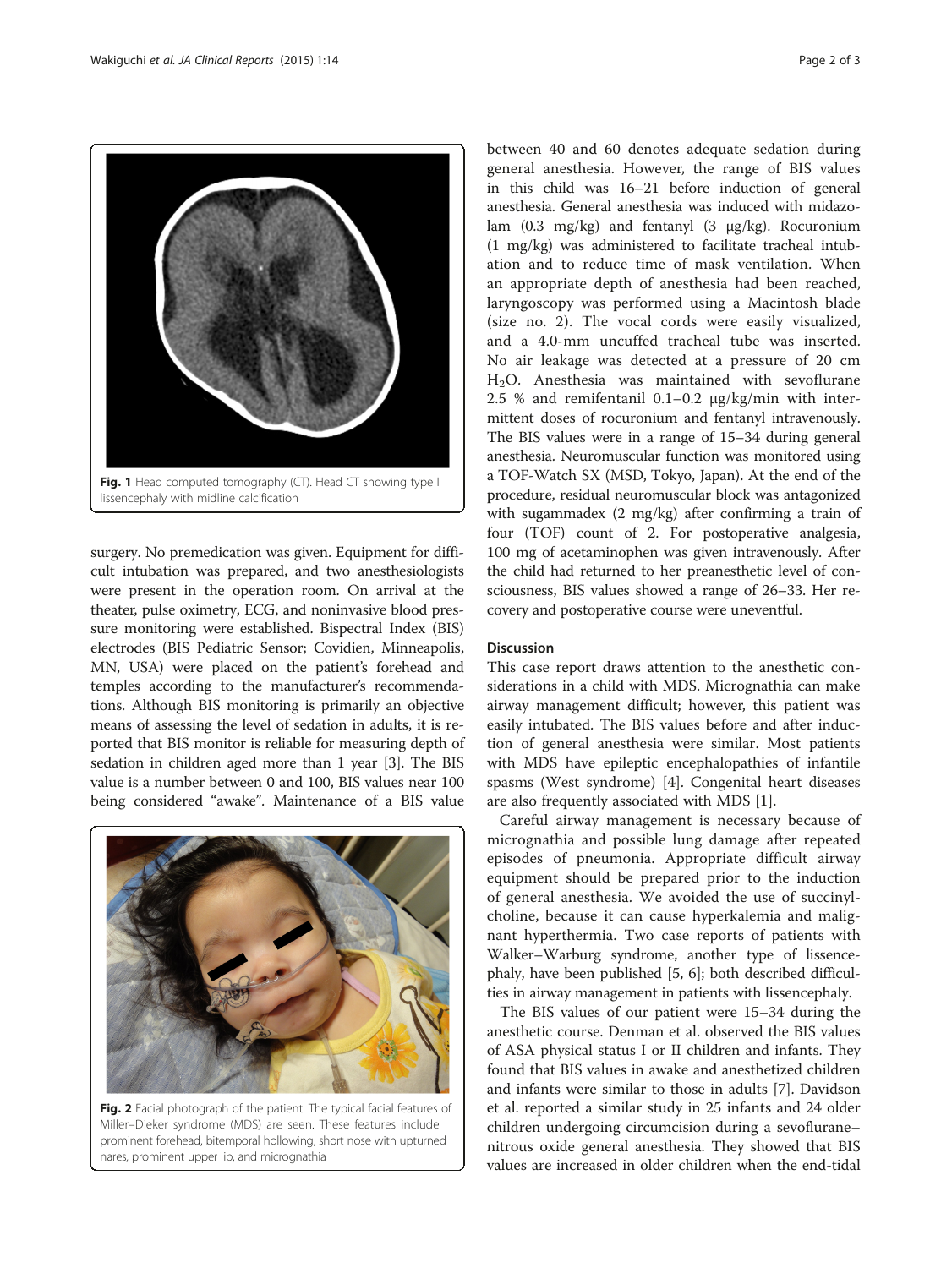Fig. 1 Head computed tomography (CT). Head CT showing type I lissencephaly with midline calcification

surgery. No premedication was given. Equipment for difficult intubation was prepared, and two anesthesiologists were present in the operation room. On arrival at the theater, pulse oximetry, ECG, and noninvasive blood pressure monitoring were established. Bispectral Index (BIS) electrodes (BIS Pediatric Sensor; Covidien, Minneapolis, MN, USA) were placed on the patient's forehead and temples according to the manufacturer's recommendations. Although BIS monitoring is primarily an objective means of assessing the level of sedation in adults, it is reported that BIS monitor is reliable for measuring depth of sedation in children aged more than 1 year [3]. The BIS value is a number between 0 and 100, BIS values near 100 being considered "awake". Maintenance of a BIS value between 40 and 60 denotes adequate sedation during general anesthesia. However, the range of BIS values in this child was 16–21 before induction of general anesthesia. General anesthesia was induced with midazolam (0.3 mg/kg) and fentanyl (3 μg/kg). Rocuronium (1 mg/kg) was administered to facilitate tracheal intubation and to reduce time of mask ventilation. When an appropriate depth of anesthesia had been reached, laryngoscopy was performed using a Macintosh blade (size no. 2). The vocal cords were easily visualized, and a 4.0-mm uncuffed tracheal tube was inserted. No air leakage was detected at a pressure of 20 cm $H_2O$. Anesthesia was maintained with sevoflurane 2.5 % and remifentanil 0.1–0.2 μg/kg/min with intermittent doses of rocuronium and fentanyl intravenously. The BIS values were in a range of 15–34 during general anesthesia. Neuromuscular function was monitored using a TOF-Watch SX (MSD, Tokyo, Japan). At the end of the procedure, residual neuromuscular block was antagonized with sugammadex (2 mg/kg) after confirming a train of four (TOF) count of 2. For postoperative analgesia, 100 mg of acetaminophen was given intravenously. After the child had returned to her preanesthetic level of consciousness, BIS values showed a range of 26–33. Her recovery and postoperative course were uneventful.

Fig. 2 Facial photograph of the patient. The typical facial features of Miller–Dieker syndrome (MDS) are seen. These features include prominent forehead, bitemporal hollowing, short nose with upturned nares, prominent upper lip, and micrognathia

## Discussion

This case report draws attention to the anesthetic considerations in a child with MDS. Micrognathia can make airway management difficult; however, this patient was easily intubated. The BIS values before and after induction of general anesthesia were similar. Most patients with MDS have epileptic encephalopathies of infantile spasms (West syndrome) [4]. Congenital heart diseases are also frequently associated with MDS [1].

Careful airway management is necessary because of micrognathia and possible lung damage after repeated episodes of pneumonia. Appropriate difficult airway equipment should be prepared prior to the induction of general anesthesia. We avoided the use of succinylcholine, because it can cause hyperkalemia and malignant hyperthermia. Two case reports of patients with Walker–Warburg syndrome, another type of lissencephaly, have been published [5, 6]; both described difficulties in airway management in patients with lissencephaly.

The BIS values of our patient were 15–34 during the anesthetic course. Denman et al. observed the BIS values of ASA physical status I or II children and infants. They found that BIS values in awake and anesthetized children and infants were similar to those in adults [7]. Davidson et al. reported a similar study in 25 infants and 24 older children undergoing circumcision during a sevoflurane–nitrous oxide general anesthesia. They showed that BIS values are increased in older children when the end-tidal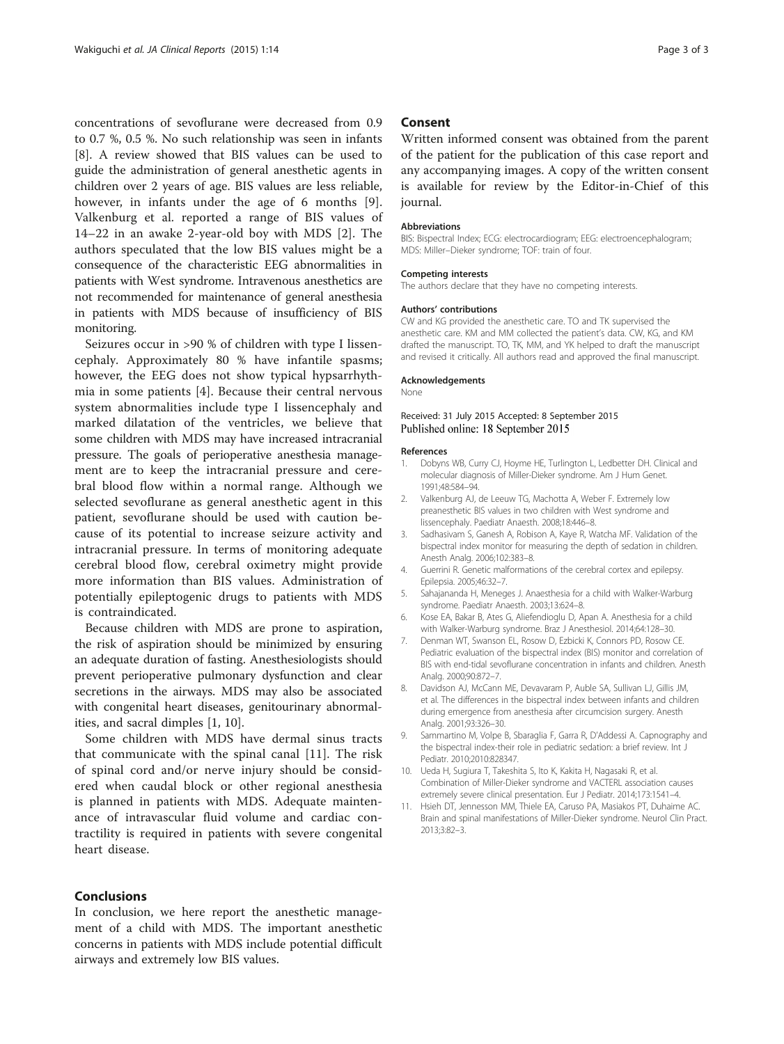concentrations of sevoflurane were decreased from 0.9 to 0.7 %, 0.5 %. No such relationship was seen in infants [8]. A review showed that BIS values can be used to guide the administration of general anesthetic agents in children over 2 years of age. BIS values are less reliable, however, in infants under the age of 6 months [9]. Valkenburg et al. reported a range of BIS values of 14–22 in an awake 2-year-old boy with MDS [2]. The authors speculated that the low BIS values might be a consequence of the characteristic EEG abnormalities in patients with West syndrome. Intravenous anesthetics are not recommended for maintenance of general anesthesia in patients with MDS because of insufficiency of BIS monitoring.

Seizures occur in >90 % of children with type I lissencephaly. Approximately 80 % have infantile spasms; however, the EEG does not show typical hypsarrhythmia in some patients [4]. Because their central nervous system abnormalities include type I lissencephaly and marked dilatation of the ventricles, we believe that some children with MDS may have increased intracranial pressure. The goals of perioperative anesthesia management are to keep the intracranial pressure and cerebral blood flow within a normal range. Although we selected sevoflurane as general anesthetic agent in this patient, sevoflurane should be used with caution because of its potential to increase seizure activity and intracranial pressure. In terms of monitoring adequate cerebral blood flow, cerebral oximetry might provide more information than BIS values. Administration of potentially epileptogenic drugs to patients with MDS is contraindicated.

Because children with MDS are prone to aspiration, the risk of aspiration should be minimized by ensuring an adequate duration of fasting. Anesthesiologists should prevent perioperative pulmonary dysfunction and clear secretions in the airways. MDS may also be associated with congenital heart diseases, genitourinary abnormalities, and sacral dimples [1, 10].

Some children with MDS have dermal sinus tracts that communicate with the spinal canal [11]. The risk of spinal cord and/or nerve injury should be considered when caudal block or other regional anesthesia is planned in patients with MDS. Adequate maintenance of intravascular fluid volume and cardiac contractility is required in patients with severe congenital heart disease.

## Conclusions

In conclusion, we here report the anesthetic management of a child with MDS. The important anesthetic concerns in patients with MDS include potential difficult airways and extremely low BIS values.

## Consent

Written informed consent was obtained from the parent of the patient for the publication of this case report and any accompanying images. A copy of the written consent is available for review by the Editor-in-Chief of this journal.

#### Abbreviations

BIS: Bispectral Index; ECG: electrocardiogram; EEG: electroencephalogram; MDS: Miller–Dieker syndrome; TOF: train of four.

#### Competing interests

The authors declare that they have no competing interests.

#### Authors' contributions

CW and KG provided the anesthetic care. TO and TK supervised the anesthetic care. KM and MM collected the patient's data. CW, KG, and KM drafted the manuscript. TO, TK, MM, and YK helped to draft the manuscript and revised it critically. All authors read and approved the final manuscript.

#### Acknowledgements

None

Received: 31 July 2015 Accepted: 8 September 2015
Published online: 18 September 2015

#### References

1. Dobyns WB, Curry CJ, Hoyme HE, Turlington L, Ledbetter DH. Clinical and molecular diagnosis of Miller-Dieker syndrome. Am J Hum Genet. 1991;48:584–94.
2. Valkenburg AJ, de Leeuw TG, Machotta A, Weber F. Extremely low preanesthetic BIS values in two children with West syndrome and lissencephaly. Paediatr Anaesth. 2008;18:446–8.
3. Sadhasivam S, Ganesh A, Robison A, Kaye R, Watcha MF. Validation of the bispectral index monitor for measuring the depth of sedation in children. Anesth Analg. 2006;102:383–8.
4. Guerrini R. Genetic malformations of the cerebral cortex and epilepsy. Epilepsia. 2005;46:32–7.
5. Sahajananda H, Meneges J. Anaesthesia for a child with Walker-Warburg syndrome. Paediatr Anaesth. 2003;13:624–8.
6. Kose EA, Bakar B, Ates G, Aliefendioglu D, Apan A. Anesthesia for a child with Walker-Warburg syndrome. Braz J Anesthesiol. 2014;64:128–30.
7. Denman WT, Swanson EL, Rosow D, Ezbicki K, Connors PD, Rosow CE. Pediatric evaluation of the bispectral index (BIS) monitor and correlation of BIS with end-tidal sevoflurane concentration in infants and children. Anesth Analg. 2000;90:872–7.
8. Davidson AJ, McCann ME, Devavaram P, Auble SA, Sullivan LJ, Gillis JM, et al. The differences in the bispectral index between infants and children during emergence from anesthesia after circumcision surgery. Anesth Analg. 2001;93:326–30.
9. Sammartino M, Volpe B, Sbaraglia F, Garra R, D'Addessi A. Capnography and the bispectral index-their role in pediatric sedation: a brief review. Int J Pediatr. 2010;2010:828347.
10. Ueda H, Sugiura T, Takeshita S, Ito K, Kakita H, Nagasaki R, et al. Combination of Miller-Dieker syndrome and VACTERL association causes extremely severe clinical presentation. Eur J Pediatr. 2014;173:1541–4.
11. Hsieh DT, Jennesson MM, Thiele EA, Caruso PA, Masiakos PT, Duhaime AC. Brain and spinal manifestations of Miller-Dieker syndrome. Neurol Clin Pract. 2013;3:82–3.